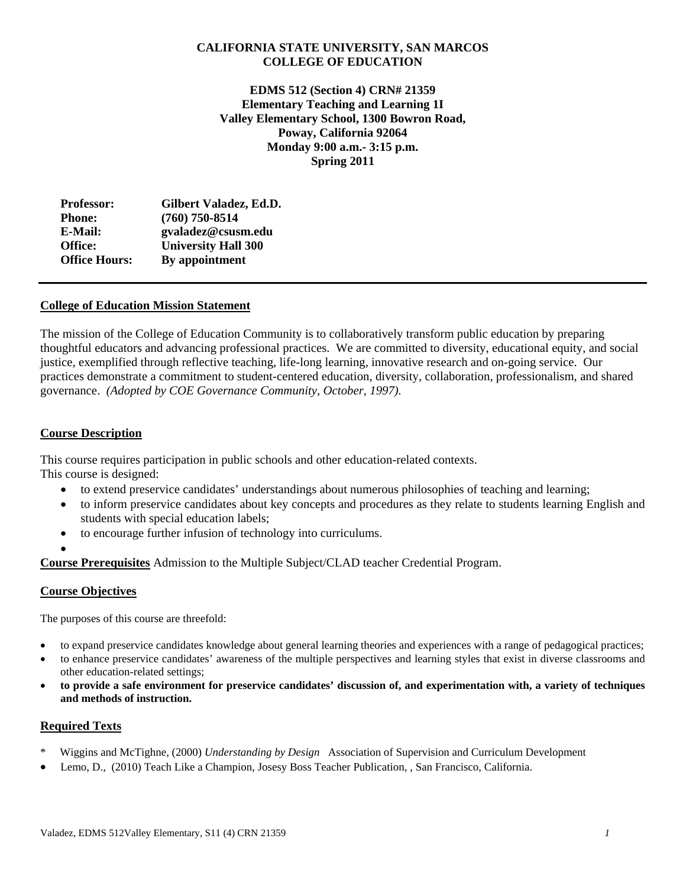**CALIFORNIA STATE UNIVERSITY, SAN MARCOS**
**COLLEGE OF EDUCATION**

**EDMS 512 (Section 4) CRN# 21359**
**Elementary Teaching and Learning 1I**
**Valley Elementary School, 1300 Bowron Road,**
**Poway, California 92064**
**Monday 9:00 a.m.- 3:15 p.m.**
**Spring 2011**

| | |
|---|---|
| **Professor:** | **Gilbert Valadez, Ed.D.** |
| **Phone:** | **(760) 750-8514** |
| **E-Mail:** | **gvaladez@csusm.edu** |
| **Office:** | **University Hall 300** |
| **Office Hours:** | **By appointment** |

---

## College of Education Mission Statement

The mission of the College of Education Community is to collaboratively transform public education by preparing thoughtful educators and advancing professional practices. We are committed to diversity, educational equity, and social justice, exemplified through reflective teaching, life-long learning, innovative research and on-going service. Our practices demonstrate a commitment to student-centered education, diversity, collaboration, professionalism, and shared governance. *(Adopted by COE Governance Community, October, 1997).*

## Course Description

This course requires participation in public schools and other education-related contexts.
This course is designed:

- to extend preservice candidates' understandings about numerous philosophies of teaching and learning;
- to inform preservice candidates about key concepts and procedures as they relate to students learning English and students with special education labels;
- to encourage further infusion of technology into curriculums.

**Course Prerequisites** Admission to the Multiple Subject/CLAD teacher Credential Program.

## Course Objectives

The purposes of this course are threefold:

- to expand preservice candidates knowledge about general learning theories and experiences with a range of pedagogical practices;
- to enhance preservice candidates' awareness of the multiple perspectives and learning styles that exist in diverse classrooms and other education-related settings;
- **to provide a safe environment for preservice candidates' discussion of, and experimentation with, a variety of techniques and methods of instruction.**

## Required Texts

* Wiggins and McTighne, (2000) *Understanding by Design* Association of Supervision and Curriculum Development
- Lemo, D., (2010) Teach Like a Champion, Josesy Boss Teacher Publication, , San Francisco, California.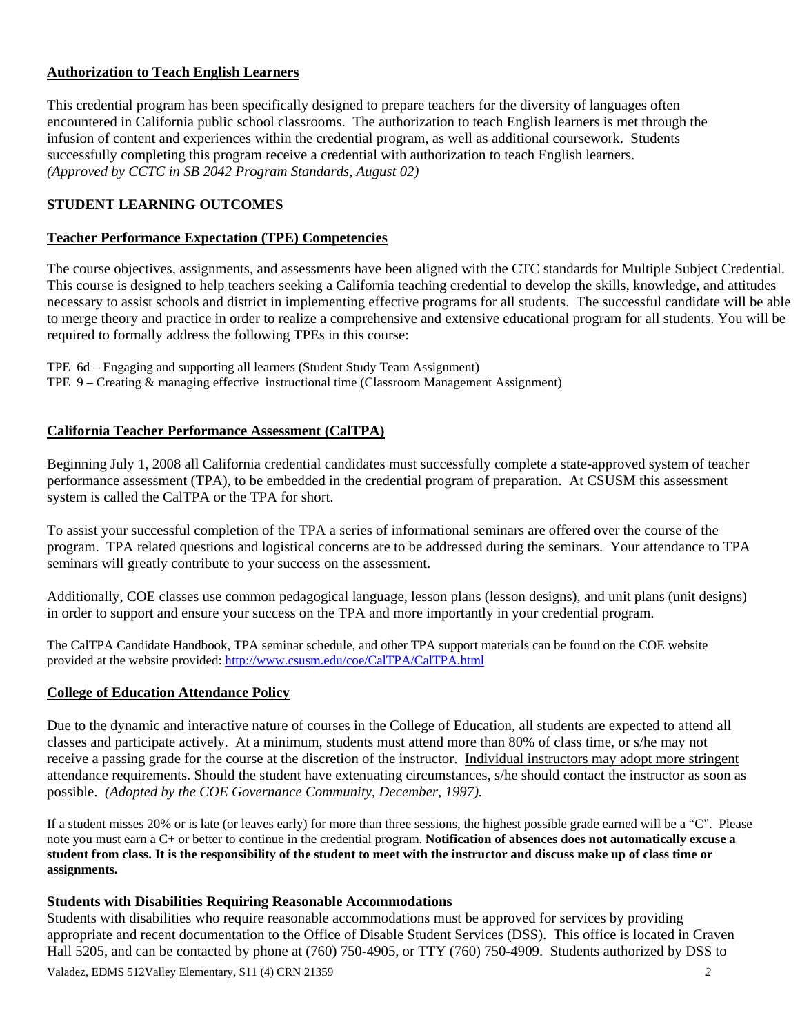## Authorization to Teach English Learners

This credential program has been specifically designed to prepare teachers for the diversity of languages often encountered in California public school classrooms. The authorization to teach English learners is met through the infusion of content and experiences within the credential program, as well as additional coursework. Students successfully completing this program receive a credential with authorization to teach English learners. *(Approved by CCTC in SB 2042 Program Standards, August 02)*

## STUDENT LEARNING OUTCOMES

### Teacher Performance Expectation (TPE) Competencies

The course objectives, assignments, and assessments have been aligned with the CTC standards for Multiple Subject Credential. This course is designed to help teachers seeking a California teaching credential to develop the skills, knowledge, and attitudes necessary to assist schools and district in implementing effective programs for all students. The successful candidate will be able to merge theory and practice in order to realize a comprehensive and extensive educational program for all students. You will be required to formally address the following TPEs in this course:

TPE 6d – Engaging and supporting all learners (Student Study Team Assignment)
TPE 9 – Creating & managing effective instructional time (Classroom Management Assignment)

### California Teacher Performance Assessment (CalTPA)

Beginning July 1, 2008 all California credential candidates must successfully complete a state-approved system of teacher performance assessment (TPA), to be embedded in the credential program of preparation. At CSUSM this assessment system is called the CalTPA or the TPA for short.

To assist your successful completion of the TPA a series of informational seminars are offered over the course of the program. TPA related questions and logistical concerns are to be addressed during the seminars. Your attendance to TPA seminars will greatly contribute to your success on the assessment.

Additionally, COE classes use common pedagogical language, lesson plans (lesson designs), and unit plans (unit designs) in order to support and ensure your success on the TPA and more importantly in your credential program.

The CalTPA Candidate Handbook, TPA seminar schedule, and other TPA support materials can be found on the COE website provided at the website provided: http://www.csusm.edu/coe/CalTPA/CalTPA.html

### College of Education Attendance Policy

Due to the dynamic and interactive nature of courses in the College of Education, all students are expected to attend all classes and participate actively. At a minimum, students must attend more than 80% of class time, or s/he may not receive a passing grade for the course at the discretion of the instructor. Individual instructors may adopt more stringent attendance requirements. Should the student have extenuating circumstances, s/he should contact the instructor as soon as possible. *(Adopted by the COE Governance Community, December, 1997).*

If a student misses 20% or is late (or leaves early) for more than three sessions, the highest possible grade earned will be a "C". Please note you must earn a C+ or better to continue in the credential program. **Notification of absences does not automatically excuse a student from class. It is the responsibility of the student to meet with the instructor and discuss make up of class time or assignments.**

### Students with Disabilities Requiring Reasonable Accommodations

Students with disabilities who require reasonable accommodations must be approved for services by providing appropriate and recent documentation to the Office of Disable Student Services (DSS). This office is located in Craven Hall 5205, and can be contacted by phone at (760) 750-4905, or TTY (760) 750-4909. Students authorized by DSS to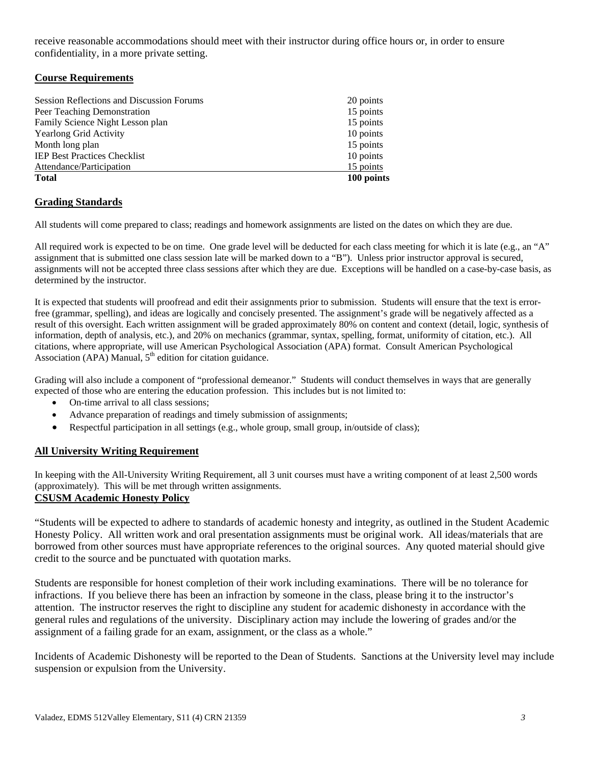receive reasonable accommodations should meet with their instructor during office hours or, in order to ensure confidentiality, in a more private setting.

## Course Requirements

| | |
|---|---|
| Session Reflections and Discussion Forums | 20 points |
| Peer Teaching Demonstration | 15 points |
| Family Science Night Lesson plan | 15 points |
| Yearlong Grid Activity | 10 points |
| Month long plan | 15 points |
| IEP Best Practices Checklist | 10 points |
| Attendance/Participation | 15 points |
| **Total** | **100 points** |

## Grading Standards

All students will come prepared to class; readings and homework assignments are listed on the dates on which they are due.

All required work is expected to be on time. One grade level will be deducted for each class meeting for which it is late (e.g., an "A" assignment that is submitted one class session late will be marked down to a "B"). Unless prior instructor approval is secured, assignments will not be accepted three class sessions after which they are due. Exceptions will be handled on a case-by-case basis, as determined by the instructor.

It is expected that students will proofread and edit their assignments prior to submission. Students will ensure that the text is error-free (grammar, spelling), and ideas are logically and concisely presented. The assignment's grade will be negatively affected as a result of this oversight. Each written assignment will be graded approximately 80% on content and context (detail, logic, synthesis of information, depth of analysis, etc.), and 20% on mechanics (grammar, syntax, spelling, format, uniformity of citation, etc.). All citations, where appropriate, will use American Psychological Association (APA) format. Consult American Psychological Association (APA) Manual, 5th edition for citation guidance.

Grading will also include a component of "professional demeanor." Students will conduct themselves in ways that are generally expected of those who are entering the education profession. This includes but is not limited to:

- On-time arrival to all class sessions;
- Advance preparation of readings and timely submission of assignments;
- Respectful participation in all settings (e.g., whole group, small group, in/outside of class);

## All University Writing Requirement

In keeping with the All-University Writing Requirement, all 3 unit courses must have a writing component of at least 2,500 words (approximately). This will be met through written assignments.

## CSUSM Academic Honesty Policy

"Students will be expected to adhere to standards of academic honesty and integrity, as outlined in the Student Academic Honesty Policy. All written work and oral presentation assignments must be original work. All ideas/materials that are borrowed from other sources must have appropriate references to the original sources. Any quoted material should give credit to the source and be punctuated with quotation marks.

Students are responsible for honest completion of their work including examinations. There will be no tolerance for infractions. If you believe there has been an infraction by someone in the class, please bring it to the instructor's attention. The instructor reserves the right to discipline any student for academic dishonesty in accordance with the general rules and regulations of the university. Disciplinary action may include the lowering of grades and/or the assignment of a failing grade for an exam, assignment, or the class as a whole."

Incidents of Academic Dishonesty will be reported to the Dean of Students. Sanctions at the University level may include suspension or expulsion from the University.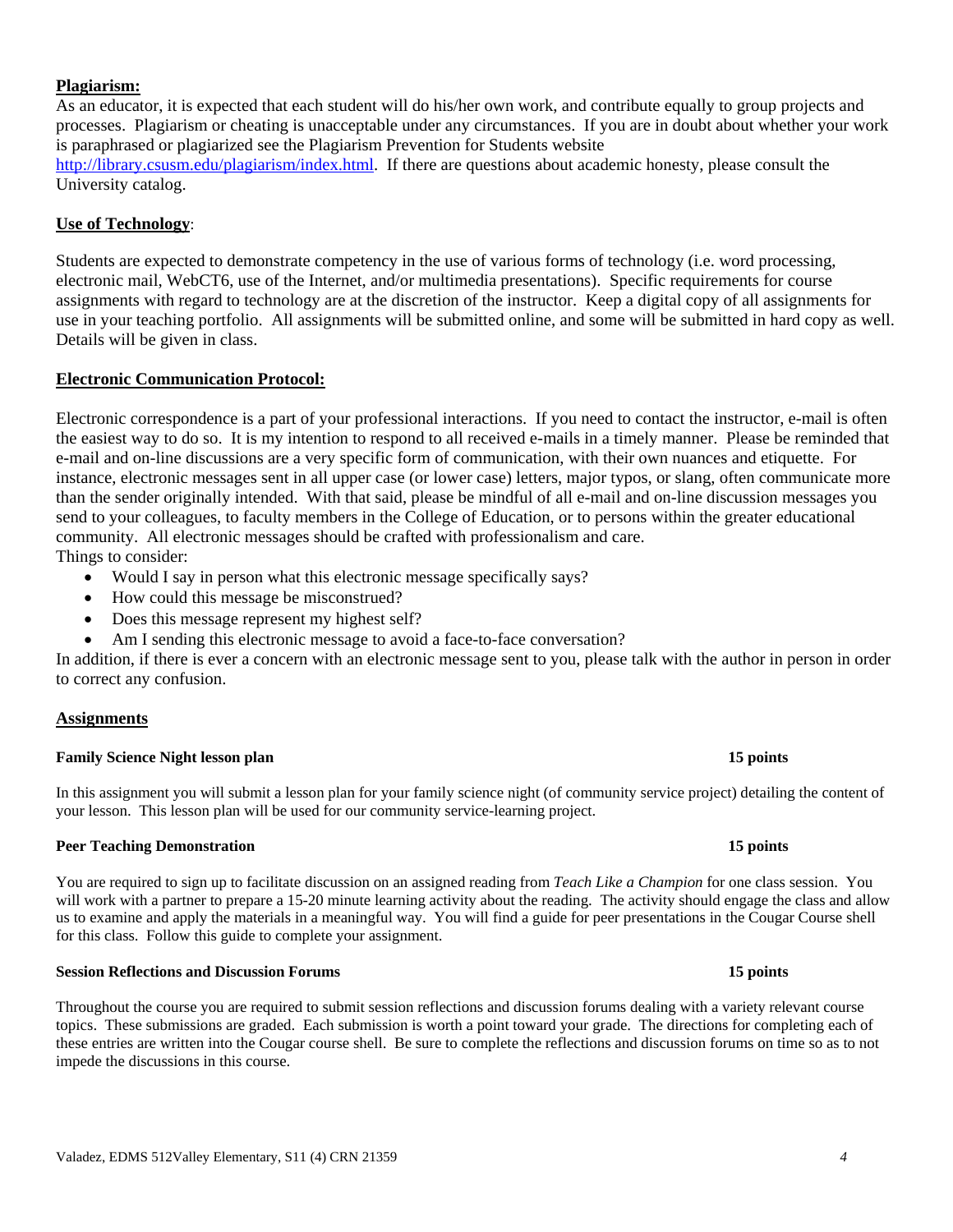## Plagiarism:

As an educator, it is expected that each student will do his/her own work, and contribute equally to group projects and processes. Plagiarism or cheating is unacceptable under any circumstances. If you are in doubt about whether your work is paraphrased or plagiarized see the Plagiarism Prevention for Students website http://library.csusm.edu/plagiarism/index.html. If there are questions about academic honesty, please consult the University catalog.

## Use of Technology:

Students are expected to demonstrate competency in the use of various forms of technology (i.e. word processing, electronic mail, WebCT6, use of the Internet, and/or multimedia presentations). Specific requirements for course assignments with regard to technology are at the discretion of the instructor. Keep a digital copy of all assignments for use in your teaching portfolio. All assignments will be submitted online, and some will be submitted in hard copy as well. Details will be given in class.

## Electronic Communication Protocol:

Electronic correspondence is a part of your professional interactions. If you need to contact the instructor, e-mail is often the easiest way to do so. It is my intention to respond to all received e-mails in a timely manner. Please be reminded that e-mail and on-line discussions are a very specific form of communication, with their own nuances and etiquette. For instance, electronic messages sent in all upper case (or lower case) letters, major typos, or slang, often communicate more than the sender originally intended. With that said, please be mindful of all e-mail and on-line discussion messages you send to your colleagues, to faculty members in the College of Education, or to persons within the greater educational community. All electronic messages should be crafted with professionalism and care.
Things to consider:

- Would I say in person what this electronic message specifically says?
- How could this message be misconstrued?
- Does this message represent my highest self?
- Am I sending this electronic message to avoid a face-to-face conversation?

In addition, if there is ever a concern with an electronic message sent to you, please talk with the author in person in order to correct any confusion.

## Assignments

**Family Science Night lesson plan** **15 points**

In this assignment you will submit a lesson plan for your family science night (of community service project) detailing the content of your lesson. This lesson plan will be used for our community service-learning project.

**Peer Teaching Demonstration** **15 points**

You are required to sign up to facilitate discussion on an assigned reading from *Teach Like a Champion* for one class session. You will work with a partner to prepare a 15-20 minute learning activity about the reading. The activity should engage the class and allow us to examine and apply the materials in a meaningful way. You will find a guide for peer presentations in the Cougar Course shell for this class. Follow this guide to complete your assignment.

**Session Reflections and Discussion Forums** **15 points**

Throughout the course you are required to submit session reflections and discussion forums dealing with a variety relevant course topics. These submissions are graded. Each submission is worth a point toward your grade. The directions for completing each of these entries are written into the Cougar course shell. Be sure to complete the reflections and discussion forums on time so as to not impede the discussions in this course.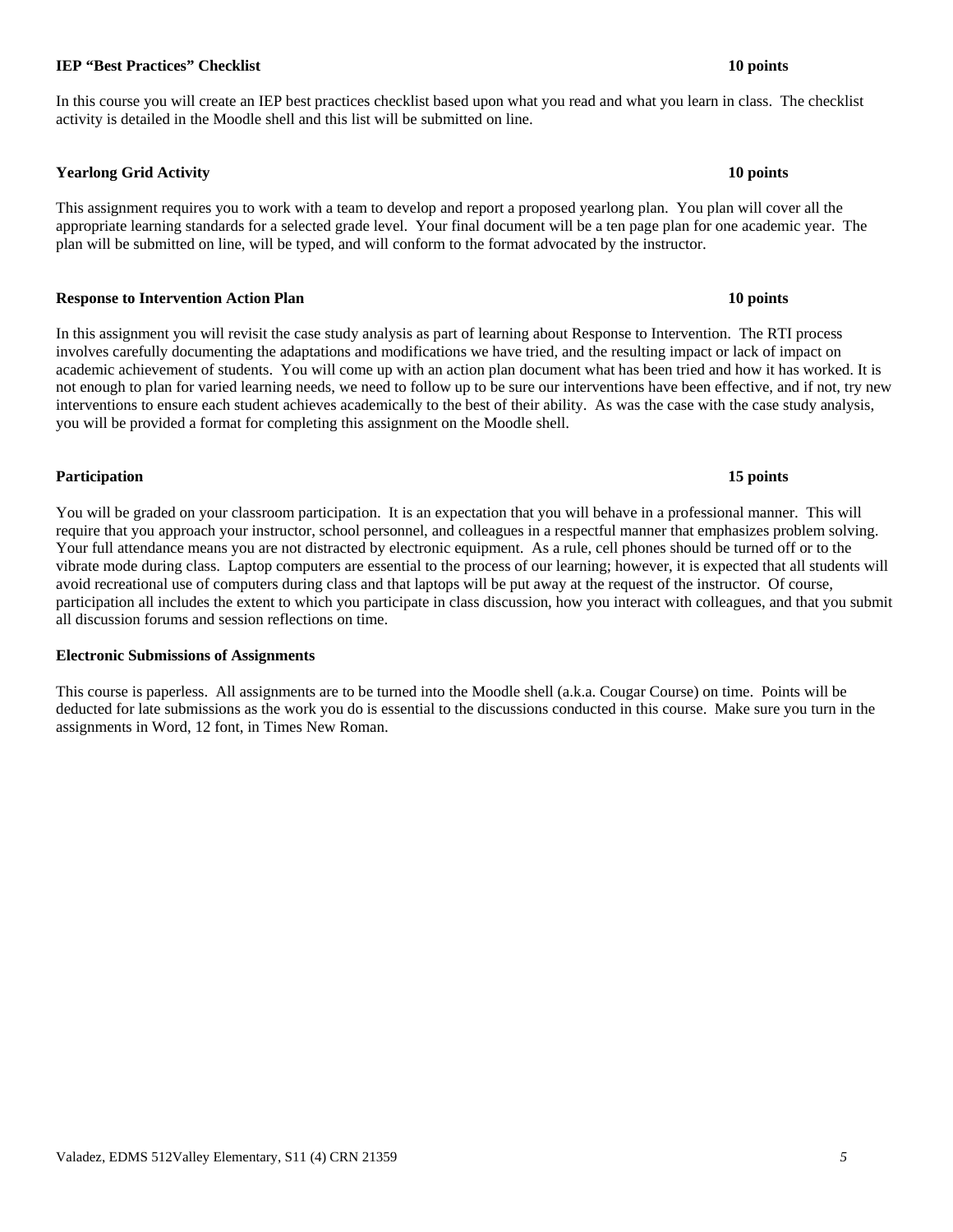### IEP "Best Practices" Checklist — 10 points

In this course you will create an IEP best practices checklist based upon what you read and what you learn in class. The checklist activity is detailed in the Moodle shell and this list will be submitted on line.

### Yearlong Grid Activity — 10 points

This assignment requires you to work with a team to develop and report a proposed yearlong plan. You plan will cover all the appropriate learning standards for a selected grade level. Your final document will be a ten page plan for one academic year. The plan will be submitted on line, will be typed, and will conform to the format advocated by the instructor.

### Response to Intervention Action Plan — 10 points

In this assignment you will revisit the case study analysis as part of learning about Response to Intervention. The RTI process involves carefully documenting the adaptations and modifications we have tried, and the resulting impact or lack of impact on academic achievement of students. You will come up with an action plan document what has been tried and how it has worked. It is not enough to plan for varied learning needs, we need to follow up to be sure our interventions have been effective, and if not, try new interventions to ensure each student achieves academically to the best of their ability. As was the case with the case study analysis, you will be provided a format for completing this assignment on the Moodle shell.

### Participation — 15 points

You will be graded on your classroom participation. It is an expectation that you will behave in a professional manner. This will require that you approach your instructor, school personnel, and colleagues in a respectful manner that emphasizes problem solving. Your full attendance means you are not distracted by electronic equipment. As a rule, cell phones should be turned off or to the vibrate mode during class. Laptop computers are essential to the process of our learning; however, it is expected that all students will avoid recreational use of computers during class and that laptops will be put away at the request of the instructor. Of course, participation all includes the extent to which you participate in class discussion, how you interact with colleagues, and that you submit all discussion forums and session reflections on time.

### Electronic Submissions of Assignments

This course is paperless. All assignments are to be turned into the Moodle shell (a.k.a. Cougar Course) on time. Points will be deducted for late submissions as the work you do is essential to the discussions conducted in this course. Make sure you turn in the assignments in Word, 12 font, in Times New Roman.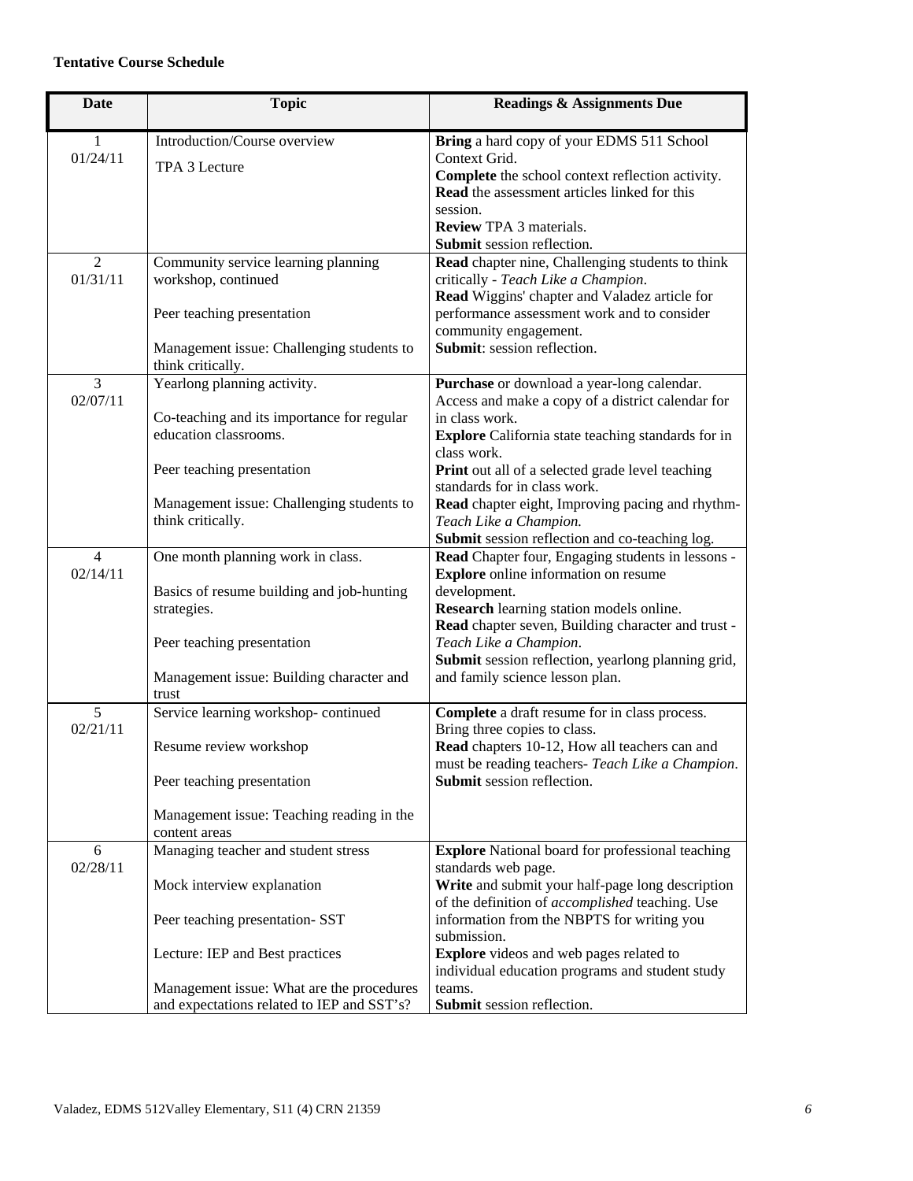**Tentative Course Schedule**

| Date | Topic | Readings & Assignments Due |
|---|---|---|
| 1<br>01/24/11 | Introduction/Course overview<br><br>TPA 3 Lecture | **Bring** a hard copy of your EDMS 511 School Context Grid.<br>**Complete** the school context reflection activity.<br>**Read** the assessment articles linked for this session.<br>**Review** TPA 3 materials.<br>**Submit** session reflection. |
| 2<br>01/31/11 | Community service learning planning workshop, continued<br><br>Peer teaching presentation<br><br>Management issue: Challenging students to think critically. | **Read** chapter nine, Challenging students to think critically - *Teach Like a Champion*.<br>**Read** Wiggins' chapter and Valadez article for performance assessment work and to consider community engagement.<br>**Submit**: session reflection. |
| 3<br>02/07/11 | Yearlong planning activity.<br><br>Co-teaching and its importance for regular education classrooms.<br><br>Peer teaching presentation<br><br>Management issue: Challenging students to think critically. | **Purchase** or download a year-long calendar. Access and make a copy of a district calendar for in class work.<br>**Explore** California state teaching standards for in class work.<br>**Print** out all of a selected grade level teaching standards for in class work.<br>**Read** chapter eight, Improving pacing and rhythm- *Teach Like a Champion.*<br>**Submit** session reflection and co-teaching log. |
| 4<br>02/14/11 | One month planning work in class.<br><br>Basics of resume building and job-hunting strategies.<br><br>Peer teaching presentation<br><br>Management issue: Building character and trust | **Read** Chapter four, Engaging students in lessons - **Explore** online information on resume development.<br>**Research** learning station models online.<br>**Read** chapter seven, Building character and trust - *Teach Like a Champion*.<br>**Submit** session reflection, yearlong planning grid, and family science lesson plan. |
| 5<br>02/21/11 | Service learning workshop- continued<br><br>Resume review workshop<br><br>Peer teaching presentation<br><br>Management issue: Teaching reading in the content areas | **Complete** a draft resume for in class process. Bring three copies to class.<br>**Read** chapters 10-12, How all teachers can and must be reading teachers- *Teach Like a Champion*.<br>**Submit** session reflection. |
| 6<br>02/28/11 | Managing teacher and student stress<br><br>Mock interview explanation<br><br>Peer teaching presentation- SST<br><br>Lecture: IEP and Best practices<br><br>Management issue: What are the procedures and expectations related to IEP and SST's? | **Explore** National board for professional teaching standards web page.<br>**Write** and submit your half-page long description of the definition of *accomplished* teaching. Use information from the NBPTS for writing you submission.<br>**Explore** videos and web pages related to individual education programs and student study teams.<br>**Submit** session reflection. |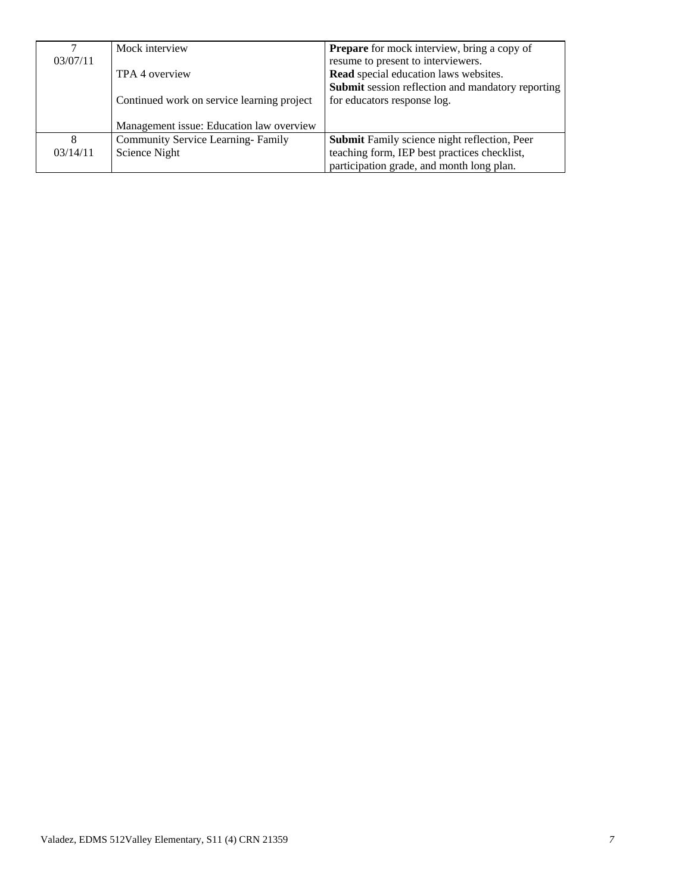| | | |
|---|---|---|
| 7<br>03/07/11 | Mock interview<br><br>TPA 4 overview<br><br>Continued work on service learning project<br><br>Management issue: Education law overview | **Prepare** for mock interview, bring a copy of resume to present to interviewers.<br>**Read** special education laws websites.<br>**Submit** session reflection and mandatory reporting for educators response log. |
| 8<br>03/14/11 | Community Service Learning- Family Science Night | **Submit** Family science night reflection, Peer teaching form, IEP best practices checklist, participation grade, and month long plan. |